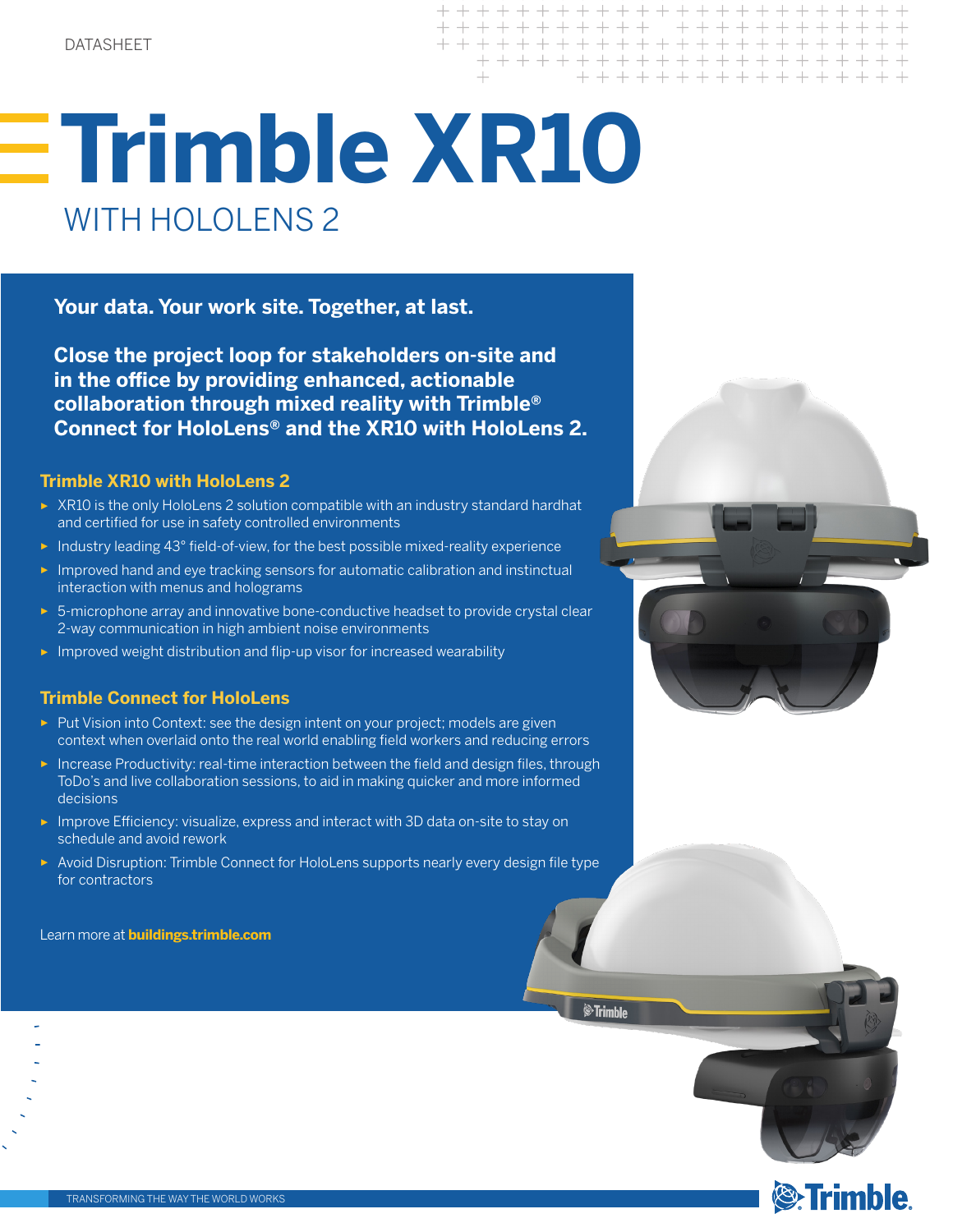DATASHEET

# Trimble XR10

## WITH HOLOLENS 2

**Your data. Your work site. Together, at last.**

**Close the project loop for stakeholders on-site and in the office by providing enhanced, actionable collaboration through mixed reality with Trimble® Connect for HoloLens® and the XR10 with HoloLens 2.**

### Trimble XR10 with HoloLens 2

- XR10 is the only HoloLens 2 solution compatible with an industry standard hardhat and certified for use in safety controlled environments
- Industry leading 43° field-of-view, for the best possible mixed-reality experience
- Improved hand and eye tracking sensors for automatic calibration and instinctual interaction with menus and holograms
- 5-microphone array and innovative bone-conductive headset to provide crystal clear 2-way communication in high ambient noise environments
- Improved weight distribution and flip-up visor for increased wearability

### Trimble Connect for HoloLens

- Put Vision into Context: see the design intent on your project; models are given context when overlaid onto the real world enabling field workers and reducing errors
- Increase Productivity: real-time interaction between the field and design files, through ToDo's and live collaboration sessions, to aid in making quicker and more informed decisions
- Improve Efficiency: visualize, express and interact with 3D data on-site to stay on schedule and avoid rework
- Avoid Disruption: Trimble Connect for HoloLens supports nearly every design file type for contractors

Learn more at **buildings.trimble.com**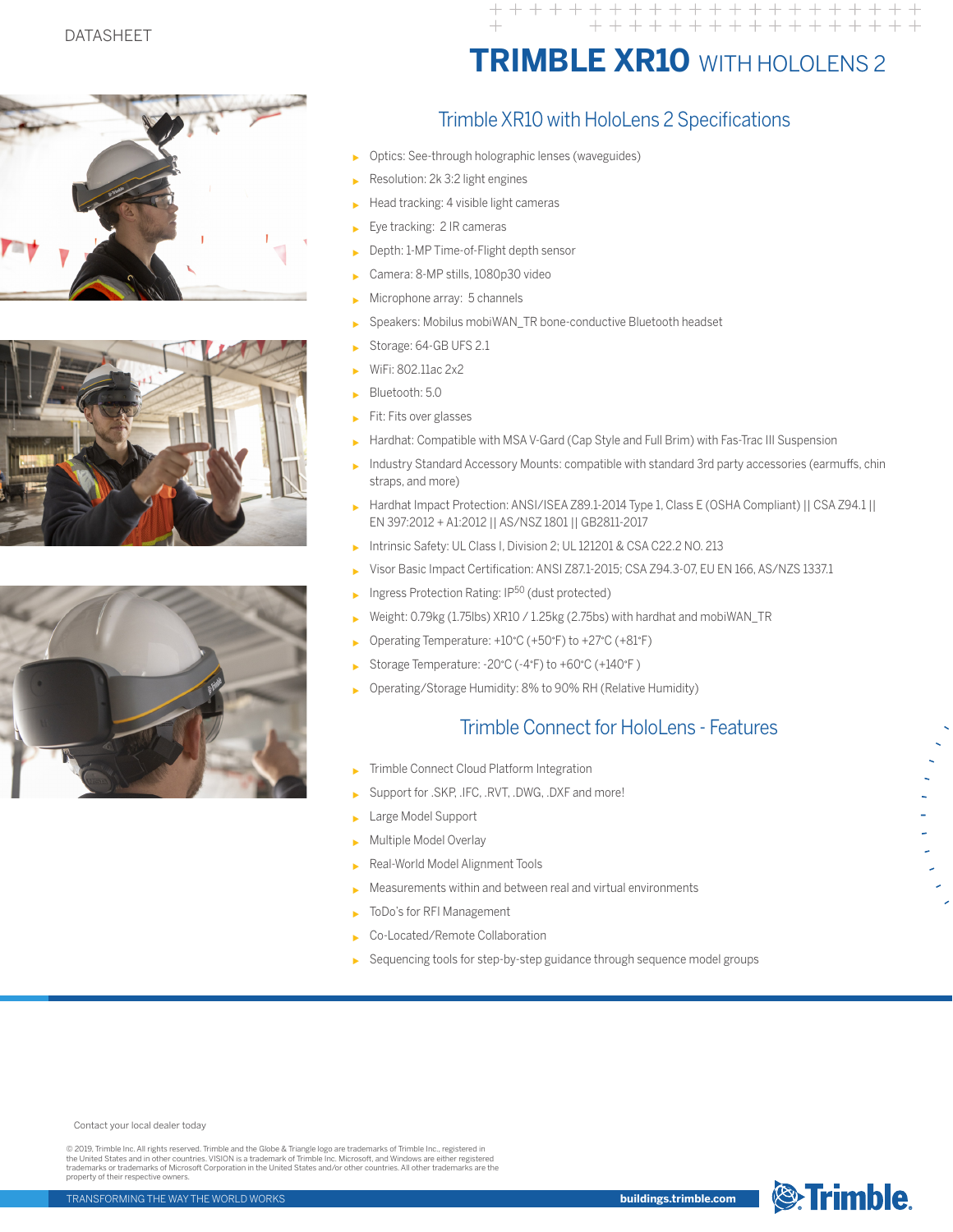DATASHEET

# TRIMBLE XR10 WITH HOLOLENS 2

## Trimble XR10 with HoloLens 2 Specifications

- Optics: See-through holographic lenses (waveguides)
- Resolution: 2k 3:2 light engines
- Head tracking: 4 visible light cameras
- Eye tracking: 2 IR cameras
- Depth: 1-MP Time-of-Flight depth sensor
- Camera: 8-MP stills, 1080p30 video
- Microphone array: 5 channels
- Speakers: Mobilus mobiWAN_TR bone-conductive Bluetooth headset
- Storage: 64-GB UFS 2.1
- WiFi: 802.11ac 2x2
- Bluetooth: 5.0
- Fit: Fits over glasses
- Hardhat: Compatible with MSA V-Gard (Cap Style and Full Brim) with Fas-Trac III Suspension
- Industry Standard Accessory Mounts: compatible with standard 3rd party accessories (earmuffs, chin straps, and more)
- Hardhat Impact Protection: ANSI/ISEA Z89.1-2014 Type 1, Class E (OSHA Compliant) || CSA Z94.1 || EN 397:2012 + A1:2012 || AS/NSZ 1801 || GB2811-2017
- Intrinsic Safety: UL Class I, Division 2; UL 121201 & CSA C22.2 NO. 213
- Visor Basic Impact Certification: ANSI Z87.1-2015; CSA Z94.3-07, EU EN 166, AS/NZS 1337.1
- Ingress Protection Rating: IP50 (dust protected)
- Weight: 0.79kg (1.75lbs) XR10 / 1.25kg (2.75bs) with hardhat and mobiWAN_TR
- Operating Temperature: +10°C (+50°F) to +27°C (+81°F)
- Storage Temperature: -20°C (-4°F) to +60°C (+140°F )
- Operating/Storage Humidity: 8% to 90% RH (Relative Humidity)

## Trimble Connect for HoloLens - Features

- Trimble Connect Cloud Platform Integration
- Support for .SKP, .IFC, .RVT, .DWG, .DXF and more!
- Large Model Support
- Multiple Model Overlay
- Real-World Model Alignment Tools
- Measurements within and between real and virtual environments
- ToDo's for RFI Management
- Co-Located/Remote Collaboration
- Sequencing tools for step-by-step guidance through sequence model groups

Contact your local dealer today

© 2019, Trimble Inc. All rights reserved. Trimble and the Globe & Triangle logo are trademarks of Trimble Inc., registered in the United States and in other countries. VISION is a trademark of Trimble Inc. Microsoft, and Windows are either registered trademarks or trademarks of Microsoft Corporation in the United States and/or other countries. All other trademarks are the property of their respective owners.

TRANSFORMING THE WAY THE WORLD WORKS

buildings.trimble.com